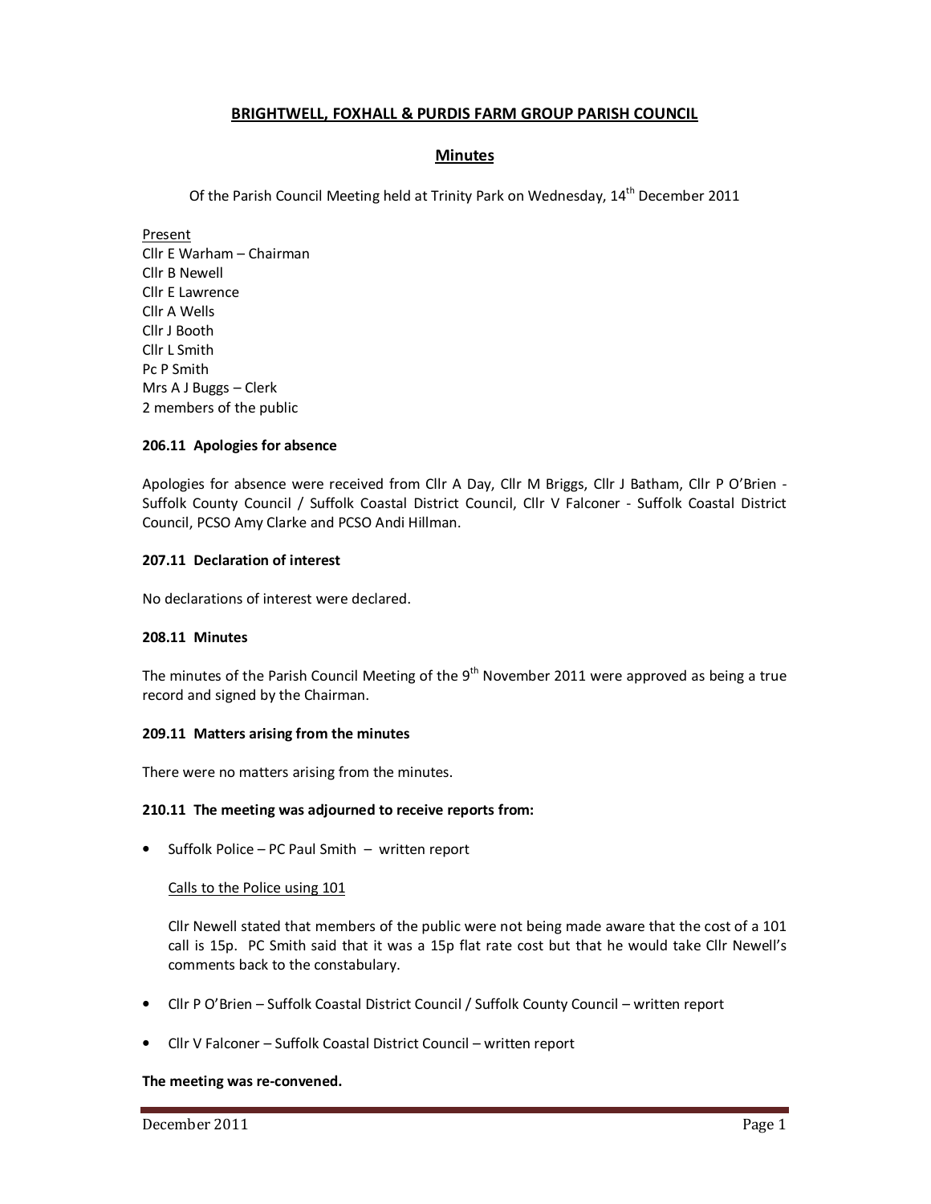# BRIGHTWELL, FOXHALL & PURDIS FARM GROUP PARISH COUNCIL

## Minutes

Of the Parish Council Meeting held at Trinity Park on Wednesday, 14th December 2011

Present
Cllr E Warham – Chairman
Cllr B Newell
Cllr E Lawrence
Cllr A Wells
Cllr J Booth
Cllr L Smith
Pc P Smith
Mrs A J Buggs – Clerk
2 members of the public

**206.11 Apologies for absence**

Apologies for absence were received from Cllr A Day, Cllr M Briggs, Cllr J Batham, Cllr P O'Brien - Suffolk County Council / Suffolk Coastal District Council, Cllr V Falconer - Suffolk Coastal District Council, PCSO Amy Clarke and PCSO Andi Hillman.

**207.11 Declaration of interest**

No declarations of interest were declared.

**208.11 Minutes**

The minutes of the Parish Council Meeting of the 9th November 2011 were approved as being a true record and signed by the Chairman.

**209.11 Matters arising from the minutes**

There were no matters arising from the minutes.

**210.11 The meeting was adjourned to receive reports from:**

- Suffolk Police – PC Paul Smith – written report

  Calls to the Police using 101

  Cllr Newell stated that members of the public were not being made aware that the cost of a 101 call is 15p. PC Smith said that it was a 15p flat rate cost but that he would take Cllr Newell's comments back to the constabulary.

- Cllr P O'Brien – Suffolk Coastal District Council / Suffolk County Council – written report

- Cllr V Falconer – Suffolk Coastal District Council – written report

**The meeting was re-convened.**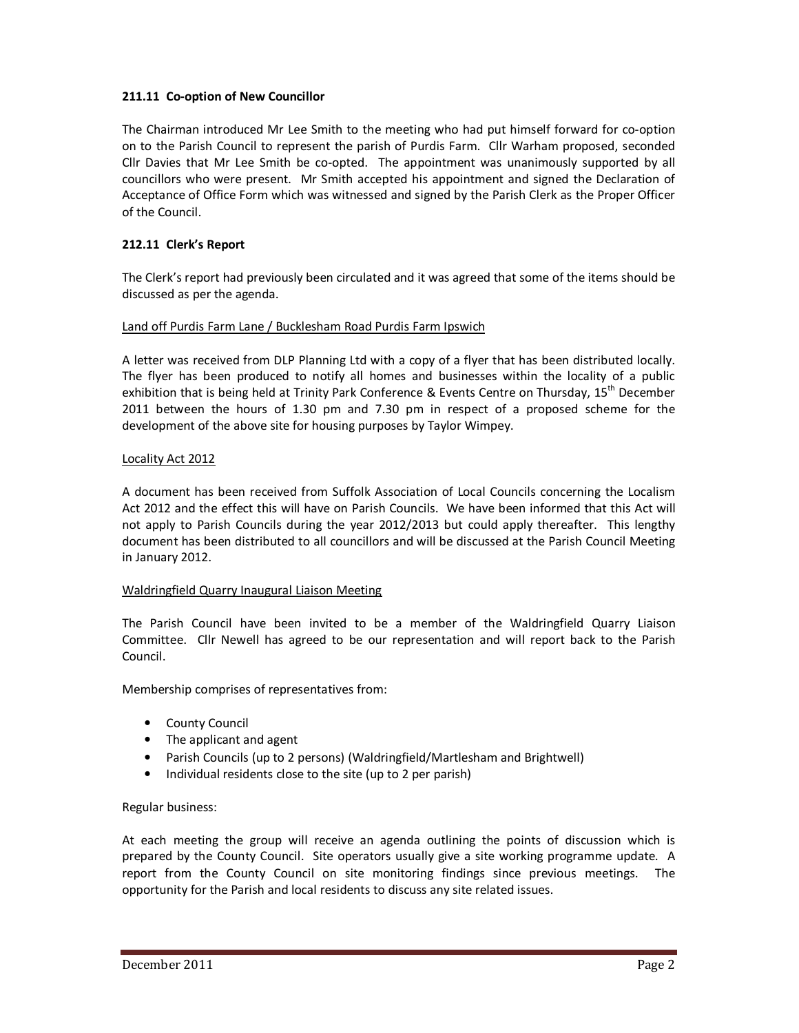### 211.11 Co-option of New Councillor

The Chairman introduced Mr Lee Smith to the meeting who had put himself forward for co-option on to the Parish Council to represent the parish of Purdis Farm. Cllr Warham proposed, seconded Cllr Davies that Mr Lee Smith be co-opted. The appointment was unanimously supported by all councillors who were present. Mr Smith accepted his appointment and signed the Declaration of Acceptance of Office Form which was witnessed and signed by the Parish Clerk as the Proper Officer of the Council.

### 212.11 Clerk's Report

The Clerk's report had previously been circulated and it was agreed that some of the items should be discussed as per the agenda.

Land off Purdis Farm Lane / Bucklesham Road Purdis Farm Ipswich

A letter was received from DLP Planning Ltd with a copy of a flyer that has been distributed locally. The flyer has been produced to notify all homes and businesses within the locality of a public exhibition that is being held at Trinity Park Conference & Events Centre on Thursday, 15th December 2011 between the hours of 1.30 pm and 7.30 pm in respect of a proposed scheme for the development of the above site for housing purposes by Taylor Wimpey.

Locality Act 2012

A document has been received from Suffolk Association of Local Councils concerning the Localism Act 2012 and the effect this will have on Parish Councils. We have been informed that this Act will not apply to Parish Councils during the year 2012/2013 but could apply thereafter. This lengthy document has been distributed to all councillors and will be discussed at the Parish Council Meeting in January 2012.

Waldringfield Quarry Inaugural Liaison Meeting

The Parish Council have been invited to be a member of the Waldringfield Quarry Liaison Committee. Cllr Newell has agreed to be our representation and will report back to the Parish Council.

Membership comprises of representatives from:

- County Council
- The applicant and agent
- Parish Councils (up to 2 persons) (Waldringfield/Martlesham and Brightwell)
- Individual residents close to the site (up to 2 per parish)

Regular business:

At each meeting the group will receive an agenda outlining the points of discussion which is prepared by the County Council. Site operators usually give a site working programme update. A report from the County Council on site monitoring findings since previous meetings. The opportunity for the Parish and local residents to discuss any site related issues.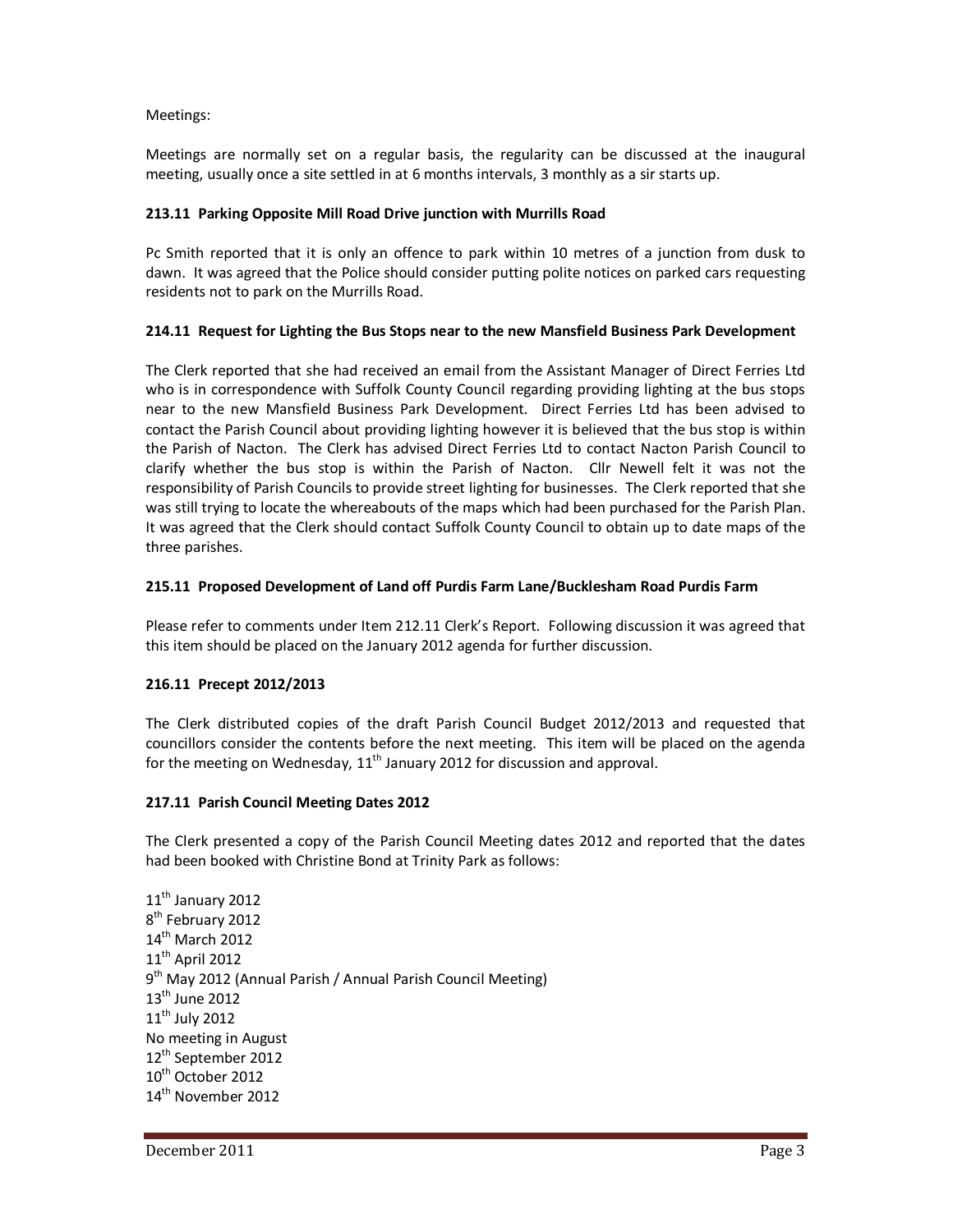Meetings:

Meetings are normally set on a regular basis, the regularity can be discussed at the inaugural meeting, usually once a site settled in at 6 months intervals, 3 monthly as a sir starts up.

**213.11 Parking Opposite Mill Road Drive junction with Murrills Road**

Pc Smith reported that it is only an offence to park within 10 metres of a junction from dusk to dawn. It was agreed that the Police should consider putting polite notices on parked cars requesting residents not to park on the Murrills Road.

**214.11 Request for Lighting the Bus Stops near to the new Mansfield Business Park Development**

The Clerk reported that she had received an email from the Assistant Manager of Direct Ferries Ltd who is in correspondence with Suffolk County Council regarding providing lighting at the bus stops near to the new Mansfield Business Park Development. Direct Ferries Ltd has been advised to contact the Parish Council about providing lighting however it is believed that the bus stop is within the Parish of Nacton. The Clerk has advised Direct Ferries Ltd to contact Nacton Parish Council to clarify whether the bus stop is within the Parish of Nacton. Cllr Newell felt it was not the responsibility of Parish Councils to provide street lighting for businesses. The Clerk reported that she was still trying to locate the whereabouts of the maps which had been purchased for the Parish Plan. It was agreed that the Clerk should contact Suffolk County Council to obtain up to date maps of the three parishes.

**215.11 Proposed Development of Land off Purdis Farm Lane/Bucklesham Road Purdis Farm**

Please refer to comments under Item 212.11 Clerk's Report. Following discussion it was agreed that this item should be placed on the January 2012 agenda for further discussion.

**216.11 Precept 2012/2013**

The Clerk distributed copies of the draft Parish Council Budget 2012/2013 and requested that councillors consider the contents before the next meeting. This item will be placed on the agenda for the meeting on Wednesday, 11th January 2012 for discussion and approval.

**217.11 Parish Council Meeting Dates 2012**

The Clerk presented a copy of the Parish Council Meeting dates 2012 and reported that the dates had been booked with Christine Bond at Trinity Park as follows:

11th January 2012
8th February 2012
14th March 2012
11th April 2012
9th May 2012 (Annual Parish / Annual Parish Council Meeting)
13th June 2012
11th July 2012
No meeting in August
12th September 2012
10th October 2012
14th November 2012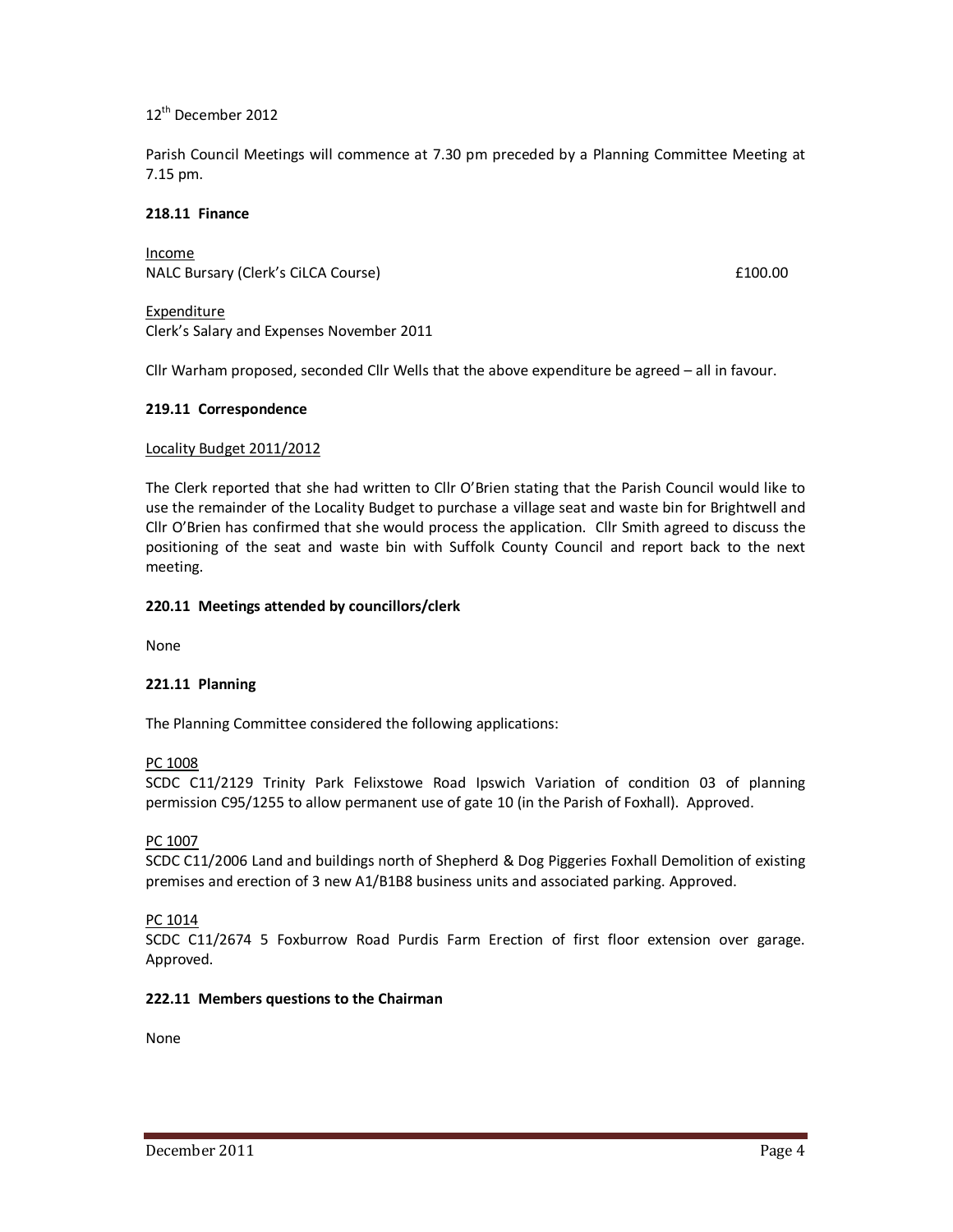12th December 2012

Parish Council Meetings will commence at 7.30 pm preceded by a Planning Committee Meeting at 7.15 pm.

**218.11 Finance**

Income
NALC Bursary (Clerk's CiLCA Course) £100.00

Expenditure
Clerk's Salary and Expenses November 2011

Cllr Warham proposed, seconded Cllr Wells that the above expenditure be agreed – all in favour.

**219.11 Correspondence**

Locality Budget 2011/2012

The Clerk reported that she had written to Cllr O'Brien stating that the Parish Council would like to use the remainder of the Locality Budget to purchase a village seat and waste bin for Brightwell and Cllr O'Brien has confirmed that she would process the application. Cllr Smith agreed to discuss the positioning of the seat and waste bin with Suffolk County Council and report back to the next meeting.

**220.11 Meetings attended by councillors/clerk**

None

**221.11 Planning**

The Planning Committee considered the following applications:

PC 1008
SCDC C11/2129 Trinity Park Felixstowe Road Ipswich Variation of condition 03 of planning permission C95/1255 to allow permanent use of gate 10 (in the Parish of Foxhall). Approved.

PC 1007
SCDC C11/2006 Land and buildings north of Shepherd & Dog Piggeries Foxhall Demolition of existing premises and erection of 3 new A1/B1B8 business units and associated parking. Approved.

PC 1014
SCDC C11/2674 5 Foxburrow Road Purdis Farm Erection of first floor extension over garage. Approved.

**222.11 Members questions to the Chairman**

None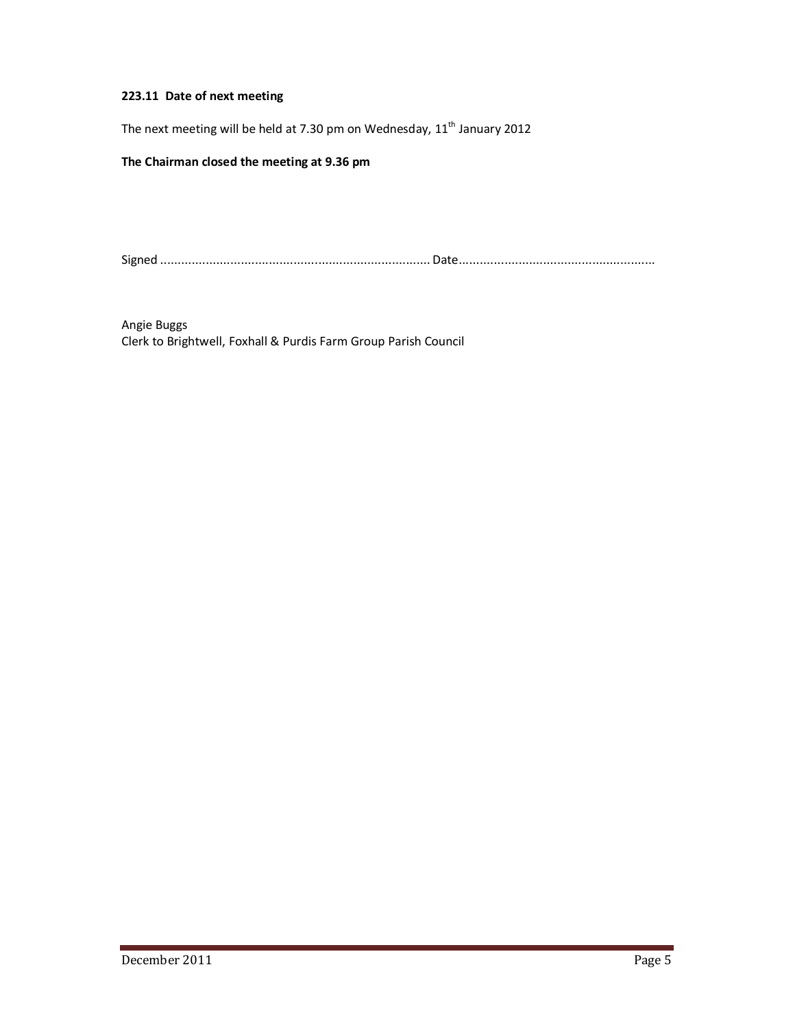**223.11 Date of next meeting**

The next meeting will be held at 7.30 pm on Wednesday, 11th January 2012

**The Chairman closed the meeting at 9.36 pm**

Signed ............................................................................ Date.......................................................

Angie Buggs
Clerk to Brightwell, Foxhall & Purdis Farm Group Parish Council